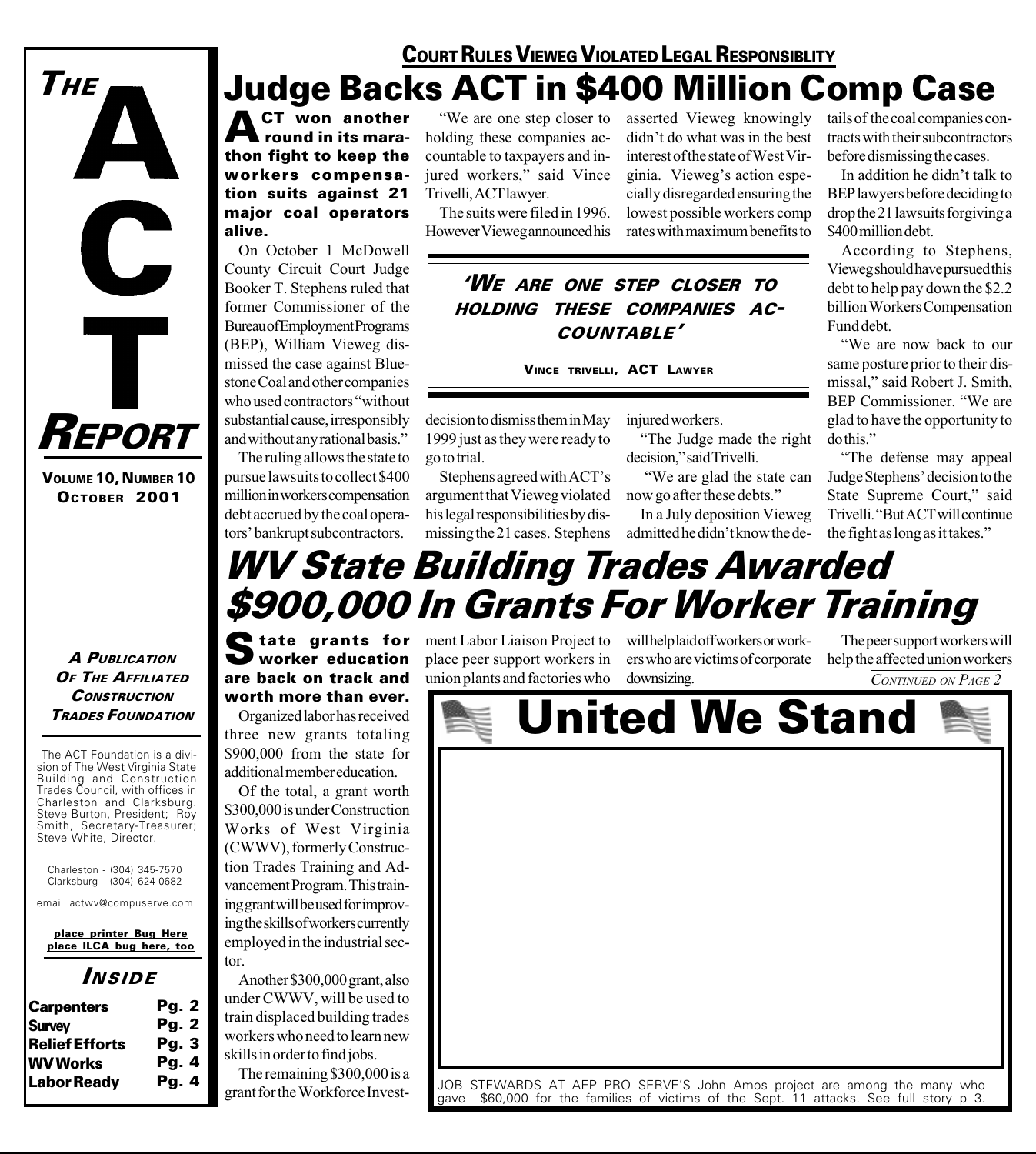# THE ACT REPORT

**VOLUME 10, NUMBER 10**
**OCTOBER 2001**

*A PUBLICATION OF THE AFFILIATED CONSTRUCTION TRADES FOUNDATION*

The ACT Foundation is a division of The West Virginia State Building and Construction Trades Council, with offices in Charleston and Clarksburg. Steve Burton, President; Roy Smith, Secretary-Treasurer; Steve White, Director.

Charleston - (304) 345-7570
Clarksburg - (304) 624-0682

email actwv@compuserve.com

place printer Bug Here
place ILCA bug here, too

### INSIDE

| | |
|---|---|
| Carpenters | Pg. 2 |
| Survey | Pg. 2 |
| Relief Efforts | Pg. 3 |
| WV Works | Pg. 4 |
| Labor Ready | Pg. 4 |

COURT RULES VIEWEG VIOLATED LEGAL RESPONSIBLITY

# Judge Backs ACT in $400 Million Comp Case

**ACT won another round in its marathon fight to keep the workers compensation suits against 21 major coal operators alive.**

On October 1 McDowell County Circuit Court Judge Booker T. Stephens ruled that former Commissioner of the Bureau of Employment Programs (BEP), William Vieweg dismissed the case against Bluestone Coal and other companies who used contractors "without substantial cause, irresponsibly and without any rational basis."

The ruling allows the state to pursue lawsuits to collect $400 million in workers compensation debt accrued by the coal operators' bankrupt subcontractors.

"We are one step closer to holding these companies accountable to taxpayers and injured workers," said Vince Trivelli, ACT lawyer.

The suits were filed in 1996. However Vieweg announced his decision to dismiss them in May 1999 just as they were ready to go to trial.

Stephens agreed with ACT's argument that Vieweg violated his legal responsibilities by dismissing the 21 cases. Stephens asserted Vieweg knowingly didn't do what was in the best interest of the state of West Virginia. Vieweg's action especially disregarded ensuring the lowest possible workers comp rates with maximum benefits to injured workers.

> *'WE ARE ONE STEP CLOSER TO HOLDING THESE COMPANIES ACCOUNTABLE'*
>
> VINCE TRIVELLI, ACT LAWYER

"The Judge made the right decision," said Trivelli.

"We are glad the state can now go after these debts."

In a July deposition Vieweg admitted he didn't know the details of the coal companies contracts with their subcontractors before dismissing the cases.

In addition he didn't talk to BEP lawyers before deciding to drop the 21 lawsuits forgiving a $400 million debt.

According to Stephens, Vieweg should have pursued this debt to help pay down the $2.2 billion Workers Compensation Fund debt.

"We are now back to our same posture prior to their dismissal," said Robert J. Smith, BEP Commissioner. "We are glad to have the opportunity to do this."

"The defense may appeal Judge Stephens' decision to the State Supreme Court," said Trivelli. "But ACT will continue the fight as long as it takes."

# *WV State Building Trades Awarded $900,000 In Grants For Worker Training*

**State grants for worker education are back on track and worth more than ever.**

Organized labor has received three new grants totaling $900,000 from the state for additional member education.

Of the total, a grant worth $300,000 is under Construction Works of West Virginia (CWWV), formerly Construction Trades Training and Advancement Program. This training grant will be used for improving the skills of workers currently employed in the industrial sector.

Another $300,000 grant, also under CWWV, will be used to train displaced building trades workers who need to learn new skills in order to find jobs.

The remaining $300,000 is a grant for the Workforce Investment Labor Liaison Project to place peer support workers in union plants and factories who will help laid off workers or workers who are victims of corporate downsizing.

The peer support workers will help the affected union workers

*CONTINUED ON PAGE 2*

# United We Stand

JOB STEWARDS AT AEP PRO SERVE'S John Amos project are among the many who gave $60,000 for the families of victims of the Sept. 11 attacks. See full story p 3.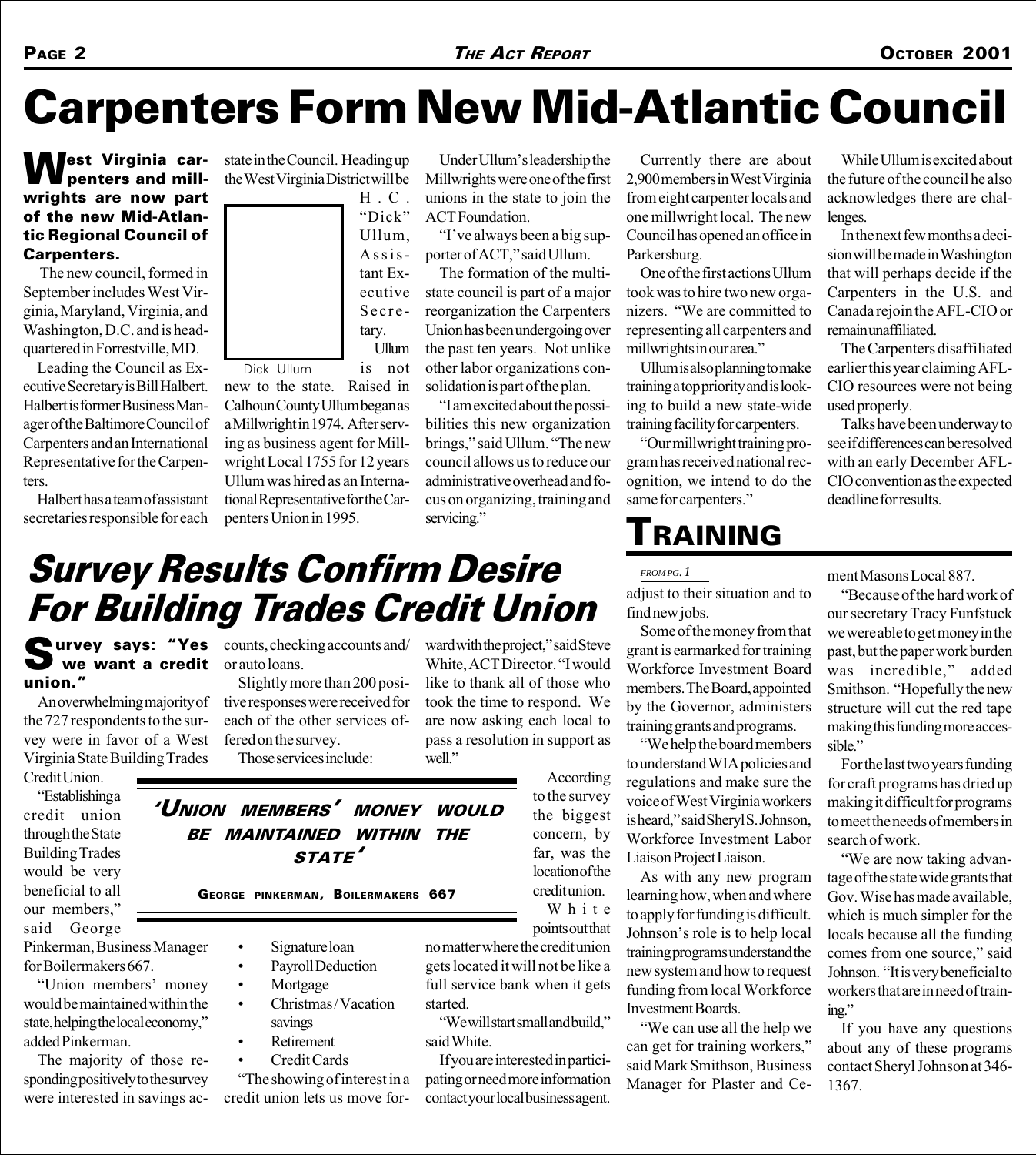# Carpenters Form New Mid-Atlantic Council

**West Virginia carpenters and millwrights are now part of the new Mid-Atlantic Regional Council of Carpenters.**

The new council, formed in September includes West Virginia, Maryland, Virginia, and Washington, D.C. and is headquartered in Forrestville, MD.

Leading the Council as Executive Secretary is Bill Halbert. Halbert is former Business Manager of the Baltimore Council of Carpenters and an International Representative for the Carpenters.

Halbert has a team of assistant secretaries responsible for each state in the Council. Heading up the West Virginia District will be H. C. "Dick" Ullum, Assistant Executive Secretary.

Dick Ullum

Ullum is not new to the state. Raised in Calhoun County Ullum began as a Millwright in 1974. After serving as business agent for Millwright Local 1755 for 12 years Ullum was hired as an International Representative for the Carpenters Union in 1995.

Under Ullum's leadership the Millwrights were one of the first unions in the state to join the ACT Foundation.

"I've always been a big supporter of ACT," said Ullum.

The formation of the multi-state council is part of a major reorganization the Carpenters Union has been undergoing over the past ten years. Not unlike other labor organizations consolidation is part of the plan.

"I am excited about the possibilities this new organization brings," said Ullum. "The new council allows us to reduce our administrative overhead and focus on organizing, training and servicing."

Currently there are about 2,900 members in West Virginia from eight carpenter locals and one millwright local. The new Council has opened an office in Parkersburg.

One of the first actions Ullum took was to hire two new organizers. "We are committed to representing all carpenters and millwrights in our area."

Ullum is also planning to make training a top priority and is looking to build a new state-wide training facility for carpenters.

"Our millwright training program has received national recognition, we intend to do the same for carpenters."

While Ullum is excited about the future of the council he also acknowledges there are challenges.

In the next few months a decision will be made in Washington that will perhaps decide if the Carpenters in the U.S. and Canada rejoin the AFL-CIO or remain unaffiliated.

The Carpenters disaffiliated earlier this year claiming AFL-CIO resources were not being used properly.

Talks have been underway to see if differences can be resolved with an early December AFL-CIO convention as the expected deadline for results.

# *Survey Results Confirm Desire For Building Trades Credit Union*

**Survey says: "Yes we want a credit union."**

An overwhelming majority of the 727 respondents to the survey were in favor of a West Virginia State Building Trades Credit Union.

"Establishing a credit union through the State Building Trades would be very beneficial to all our members," said George Pinkerman, Business Manager for Boilermakers 667.

"Union members' money would be maintained within the state, helping the local economy," added Pinkerman.

The majority of those responding positively to the survey were interested in savings accounts, checking accounts and/or auto loans.

Slightly more than 200 positive responses were received for each of the other services offered on the survey.

Those services include:

- Signature loan
- Payroll Deduction
- Mortgage
- Christmas/Vacation savings
- Retirement
- Credit Cards

> ***'Union members' money would be maintained within the state'***
>
> **George Pinkerman, Boilermakers 667**

"The showing of interest in a credit union lets us move forward with the project," said Steve White, ACT Director. "I would like to thank all of those who took the time to respond. We are now asking each local to pass a resolution in support as well."

According to the survey the biggest concern, by far, was the location of the credit union.

White points out that no matter where the credit union gets located it will not be like a full service bank when it gets started.

"We will start small and build," said White.

If you are interested in participating or need more information contact your local business agent.

# Training

*FROM PG. 1*

adjust to their situation and to find new jobs.

Some of the money from that grant is earmarked for training Workforce Investment Board members. The Board, appointed by the Governor, administers training grants and programs.

"We help the board members to understand WIA policies and regulations and make sure the voice of West Virginia workers is heard," said Sheryl S. Johnson, Workforce Investment Labor Liaison Project Liaison.

As with any new program learning how, when and where to apply for funding is difficult. Johnson's role is to help local training programs understand the new system and how to request funding from local Workforce Investment Boards.

"We can use all the help we can get for training workers," said Mark Smithson, Business Manager for Plaster and Cement Masons Local 887.

"Because of the hard work of our secretary Tracy Funfstuck we were able to get money in the past, but the paper work burden was incredible," added Smithson. "Hopefully the new structure will cut the red tape making this funding more accessible."

For the last two years funding for craft programs has dried up making it difficult for programs to meet the needs of members in search of work.

"We are now taking advantage of the state wide grants that Gov. Wise has made available, which is much simpler for the locals because all the funding comes from one source," said Johnson. "It is very beneficial to workers that are in need of training."

If you have any questions about any of these programs contact Sheryl Johnson at 346-1367.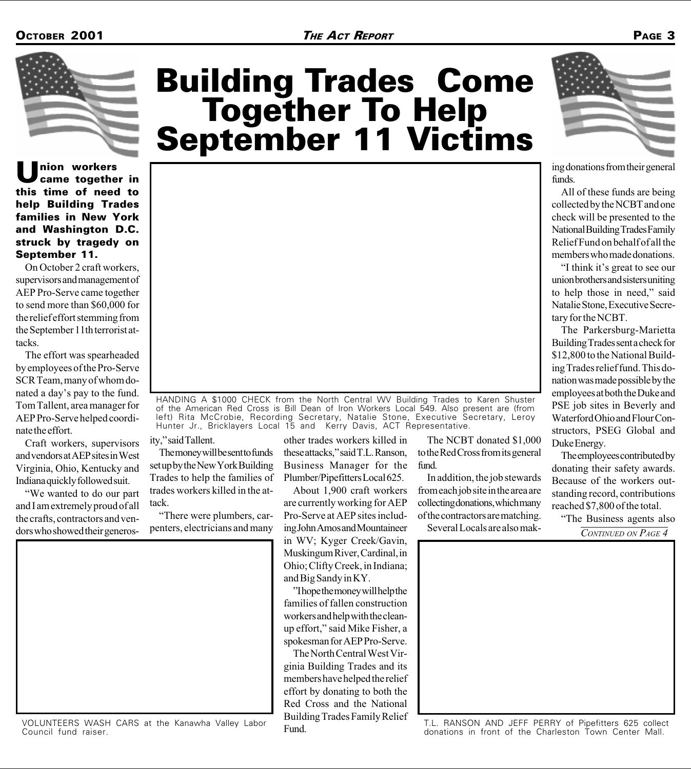# Building Trades Come Together To Help September 11 Victims

**Union workers came together in this time of need to help Building Trades families in New York and Washington D.C. struck by tragedy on September 11.**

On October 2 craft workers, supervisors and management of AEP Pro-Serve came together to send more than $60,000 for the relief effort stemming from the September 11th terrorist attacks.

The effort was spearheaded by employees of the Pro-Serve SCR Team, many of whom donated a day's pay to the fund. Tom Tallent, area manager for AEP Pro-Serve helped coordinate the effort.

Craft workers, supervisors and vendors at AEP sites in West Virginia, Ohio, Kentucky and Indiana quickly followed suit.

"We wanted to do our part and I am extremely proud of all the crafts, contractors and vendors who showed their generosity," said Tallent.

The money will be sent to funds set up by the New York Building Trades to help the families of trades workers killed in the attack.

"There were plumbers, carpenters, electricians and many other trades workers killed in these attacks," said T.L. Ranson, Business Manager for the Plumber/Pipefitters Local 625.

About 1,900 craft workers are currently working for AEP Pro-Serve at AEP sites including John Amos and Mountaineer in WV; Kyger Creek/Gavin, Muskingum River, Cardinal, in Ohio; Clifty Creek, in Indiana; and Big Sandy in KY.

"I hope the money will help the families of fallen construction workers and help with the clean-up effort," said Mike Fisher, a spokesman for AEP Pro-Serve.

The North Central West Virginia Building Trades and its members have helped the relief effort by donating to both the Red Cross and the National Building Trades Family Relief Fund.

The NCBT donated $1,000 to the Red Cross from its general fund.

In addition, the job stewards from each job site in the area are collecting donations, which many of the contractors are matching.

Several Locals are also making donations from their general funds.

All of these funds are being collected by the NCBT and one check will be presented to the National Building Trades Family Relief Fund on behalf of all the members who made donations.

"I think it's great to see our union brothers and sisters uniting to help those in need," said Natalie Stone, Executive Secretary for the NCBT.

The Parkersburg-Marietta Building Trades sent a check for $12,800 to the National Building Trades relief fund. This donation was made possible by the employees at both the Duke and PSE job sites in Beverly and Waterford Ohio and Flour Constructors, PSEG Global and Duke Energy.

The employees contributed by donating their safety awards. Because of the workers outstanding record, contributions reached $7,800 of the total.

"The Business agents also

*CONTINUED ON PAGE 4*

HANDING A $1000 CHECK from the North Central WV Building Trades to Karen Shuster of the American Red Cross is Bill Dean of Iron Workers Local 549. Also present are (from left) Rita McCrobie, Recording Secretary, Natalie Stone, Executive Secretary, Leroy Hunter Jr., Bricklayers Local 15 and Kerry Davis, ACT Representative.

VOLUNTEERS WASH CARS at the Kanawha Valley Labor Council fund raiser.

T.L. RANSON AND JEFF PERRY of Pipefitters 625 collect donations in front of the Charleston Town Center Mall.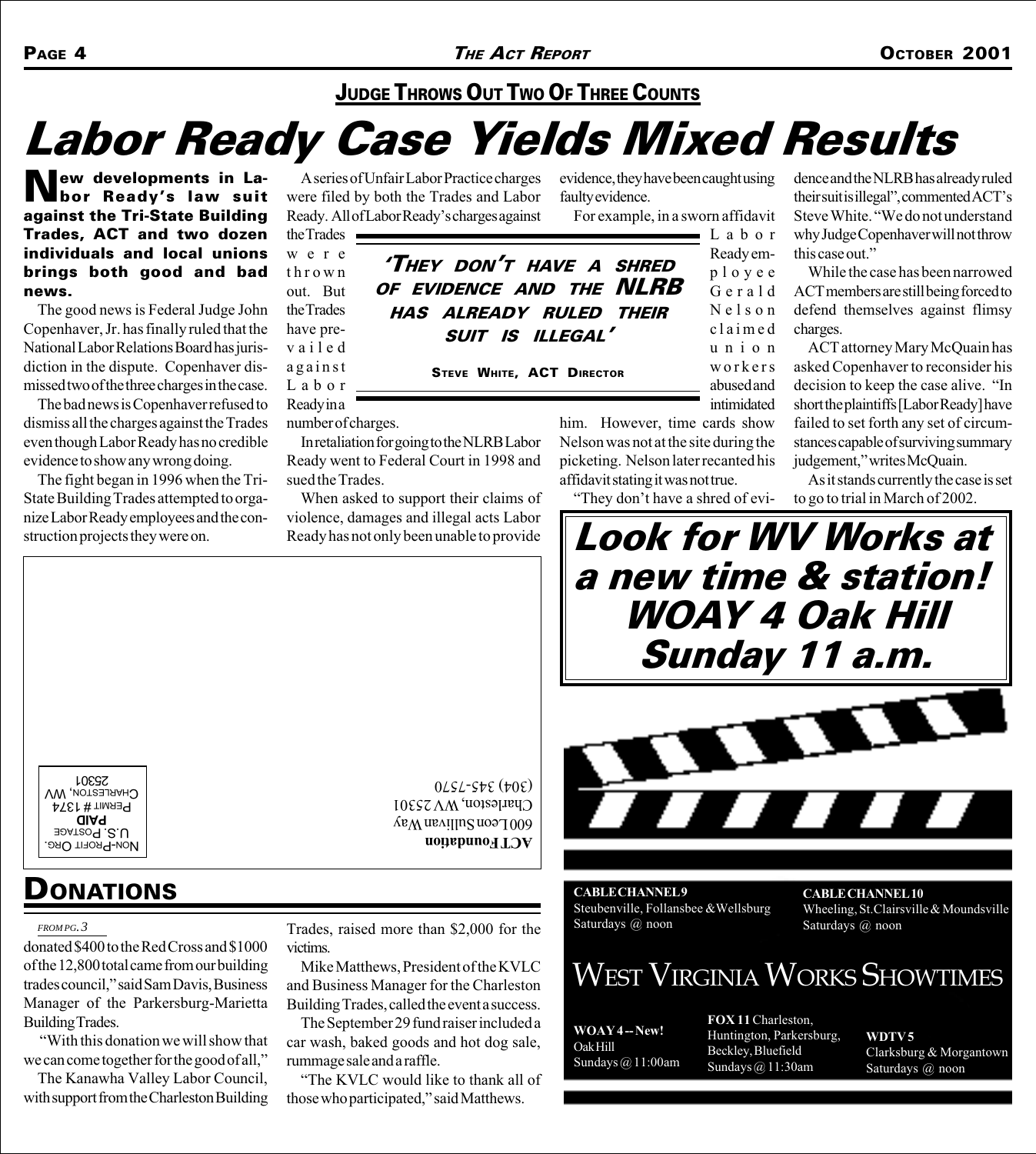## Judge Throws Out Two Of Three Counts

# Labor Ready Case Yields Mixed Results

**New developments in Labor Ready's law suit against the Tri-State Building Trades, ACT and two dozen individuals and local unions brings both good and bad news.**

The good news is Federal Judge John Copenhaver, Jr. has finally ruled that the National Labor Relations Board has jurisdiction in the dispute. Copenhaver dismissed two of the three charges in the case.

The bad news is Copenhaver refused to dismiss all the charges against the Trades even though Labor Ready has no credible evidence to show any wrong doing.

The fight began in 1996 when the Tri-State Building Trades attempted to organize Labor Ready employees and the construction projects they were on.

A series of Unfair Labor Practice charges were filed by both the Trades and Labor Ready. All of Labor Ready's charges against the Trades were thrown out. But the Trades have prevailed against Labor Ready in a number of charges.

> **'They don't have a shred of evidence and the NLRB has already ruled their suit is illegal'**
>
> Steve White, ACT Director

In retaliation for going to the NLRB Labor Ready went to Federal Court in 1998 and sued the Trades.

When asked to support their claims of violence, damages and illegal acts Labor Ready has not only been unable to provide evidence, they have been caught using faulty evidence.

For example, in a sworn affidavit Labor Ready employee Gerald Nelson claimed union workers abused and intimidated him. However, time cards show Nelson was not at the site during the picketing. Nelson later recanted his affidavit stating it was not true.

"They don't have a shred of evidence and the NLRB has already ruled their suit is illegal", commented ACT's Steve White. "We do not understand why Judge Copenhaver will not throw this case out."

While the case has been narrowed ACT members are still being forced to defend themselves against flimsy charges.

ACT attorney Mary McQuain has asked Copenhaver to reconsider his decision to keep the case alive. "In short the plaintiffs [Labor Ready] have failed to set forth any set of circumstances capable of surviving summary judgement," writes McQuain.

As it stands currently the case is set to go to trial in March of 2002.

**Look for WV Works at a new time & station! WOAY 4 Oak Hill Sunday 11 a.m.**

ACT Foundation
600 Leon Sullivan Way
Charleston, WV 25301
(304) 345-7570

Non-Profit Org.
U.S. Postage
PAID
Permit # 1374
Charleston, WV
25301

## Donations

*From pg. 3*

donated $400 to the Red Cross and $1000 of the 12,800 total came from our building trades council," said Sam Davis, Business Manager of the Parkersburg-Marietta Building Trades.

"With this donation we will show that we can come together for the good of all,"

The Kanawha Valley Labor Council, with support from the Charleston Building Trades, raised more than $2,000 for the victims.

Mike Matthews, President of the KVLC and Business Manager for the Charleston Building Trades, called the event a success.

The September 29 fund raiser included a car wash, baked goods and hot dog sale, rummage sale and a raffle.

"The KVLC would like to thank all of those who participated," said Matthews.

**Cable Channel 9**
Steubenville, Follansbee & Wellsburg
Saturdays @ noon

**Cable Channel 10**
Wheeling, St.Clairsville & Moundsville
Saturdays @ noon

## West Virginia Works Showtimes

**WOAY 4 -- New!**
Oak Hill
Sundays @ 11:00am

**FOX 11** Charleston, Huntington, Parkersburg, Beckley, Bluefield
Sundays @ 11:30am

**WDTV 5**
Clarksburg & Morgantown
Saturdays @ noon